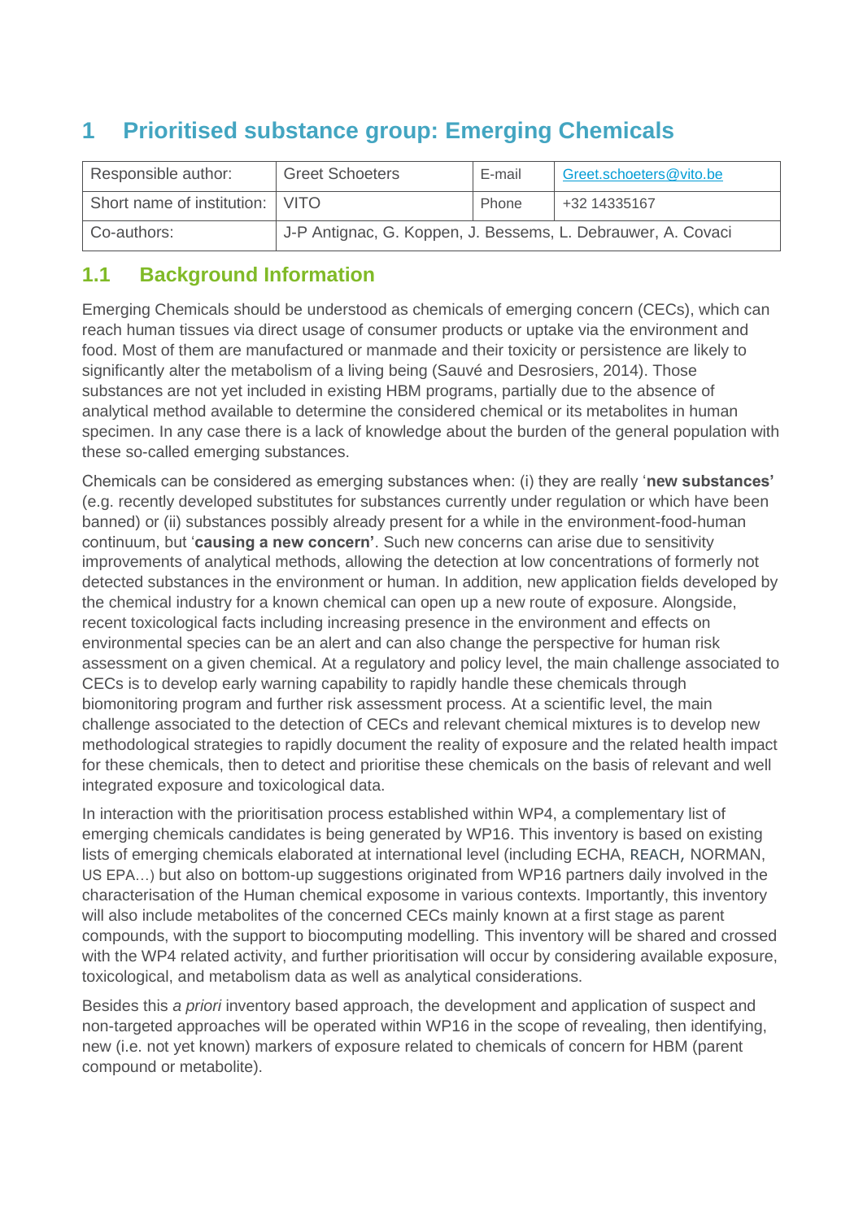# 1 Prioritised substance group: Emerging Chemicals

| Responsible author: | Greet Schoeters | E-mail | Greet.schoeters@vito.be |
|---|---|---|---|
| Short name of institution: | VITO | Phone | +32 14335167 |
| Co-authors: | J-P Antignac, G. Koppen, J. Bessems, L. Debrauwer, A. Covaci | | |

## 1.1 Background Information

Emerging Chemicals should be understood as chemicals of emerging concern (CECs), which can reach human tissues via direct usage of consumer products or uptake via the environment and food. Most of them are manufactured or manmade and their toxicity or persistence are likely to significantly alter the metabolism of a living being (Sauvé and Desrosiers, 2014). Those substances are not yet included in existing HBM programs, partially due to the absence of analytical method available to determine the considered chemical or its metabolites in human specimen. In any case there is a lack of knowledge about the burden of the general population with these so-called emerging substances.

Chemicals can be considered as emerging substances when: (i) they are really '**new substances'** (e.g. recently developed substitutes for substances currently under regulation or which have been banned) or (ii) substances possibly already present for a while in the environment-food-human continuum, but '**causing a new concern'**. Such new concerns can arise due to sensitivity improvements of analytical methods, allowing the detection at low concentrations of formerly not detected substances in the environment or human. In addition, new application fields developed by the chemical industry for a known chemical can open up a new route of exposure. Alongside, recent toxicological facts including increasing presence in the environment and effects on environmental species can be an alert and can also change the perspective for human risk assessment on a given chemical. At a regulatory and policy level, the main challenge associated to CECs is to develop early warning capability to rapidly handle these chemicals through biomonitoring program and further risk assessment process. At a scientific level, the main challenge associated to the detection of CECs and relevant chemical mixtures is to develop new methodological strategies to rapidly document the reality of exposure and the related health impact for these chemicals, then to detect and prioritise these chemicals on the basis of relevant and well integrated exposure and toxicological data.

In interaction with the prioritisation process established within WP4, a complementary list of emerging chemicals candidates is being generated by WP16. This inventory is based on existing lists of emerging chemicals elaborated at international level (including ECHA, REACH, NORMAN, US EPA…) but also on bottom-up suggestions originated from WP16 partners daily involved in the characterisation of the Human chemical exposome in various contexts. Importantly, this inventory will also include metabolites of the concerned CECs mainly known at a first stage as parent compounds, with the support to biocomputing modelling. This inventory will be shared and crossed with the WP4 related activity, and further prioritisation will occur by considering available exposure, toxicological, and metabolism data as well as analytical considerations.

Besides this *a priori* inventory based approach, the development and application of suspect and non-targeted approaches will be operated within WP16 in the scope of revealing, then identifying, new (i.e. not yet known) markers of exposure related to chemicals of concern for HBM (parent compound or metabolite).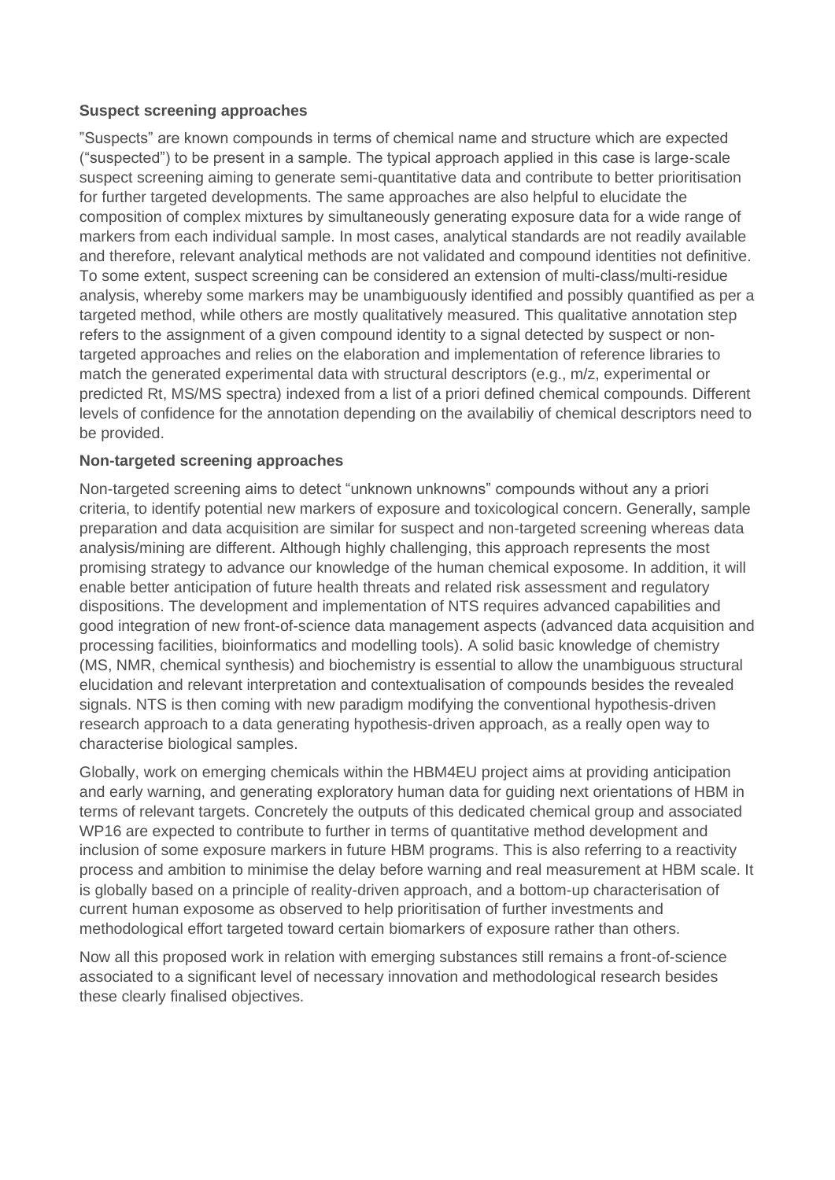**Suspect screening approaches**

”Suspects” are known compounds in terms of chemical name and structure which are expected (“suspected”) to be present in a sample. The typical approach applied in this case is large-scale suspect screening aiming to generate semi-quantitative data and contribute to better prioritisation for further targeted developments. The same approaches are also helpful to elucidate the composition of complex mixtures by simultaneously generating exposure data for a wide range of markers from each individual sample. In most cases, analytical standards are not readily available and therefore, relevant analytical methods are not validated and compound identities not definitive. To some extent, suspect screening can be considered an extension of multi-class/multi-residue analysis, whereby some markers may be unambiguously identified and possibly quantified as per a targeted method, while others are mostly qualitatively measured. This qualitative annotation step refers to the assignment of a given compound identity to a signal detected by suspect or non-targeted approaches and relies on the elaboration and implementation of reference libraries to match the generated experimental data with structural descriptors (e.g., m/z, experimental or predicted Rt, MS/MS spectra) indexed from a list of a priori defined chemical compounds. Different levels of confidence for the annotation depending on the availabiliy of chemical descriptors need to be provided.

**Non-targeted screening approaches**

Non-targeted screening aims to detect “unknown unknowns” compounds without any a priori criteria, to identify potential new markers of exposure and toxicological concern. Generally, sample preparation and data acquisition are similar for suspect and non-targeted screening whereas data analysis/mining are different. Although highly challenging, this approach represents the most promising strategy to advance our knowledge of the human chemical exposome. In addition, it will enable better anticipation of future health threats and related risk assessment and regulatory dispositions. The development and implementation of NTS requires advanced capabilities and good integration of new front-of-science data management aspects (advanced data acquisition and processing facilities, bioinformatics and modelling tools). A solid basic knowledge of chemistry (MS, NMR, chemical synthesis) and biochemistry is essential to allow the unambiguous structural elucidation and relevant interpretation and contextualisation of compounds besides the revealed signals. NTS is then coming with new paradigm modifying the conventional hypothesis-driven research approach to a data generating hypothesis-driven approach, as a really open way to characterise biological samples.

Globally, work on emerging chemicals within the HBM4EU project aims at providing anticipation and early warning, and generating exploratory human data for guiding next orientations of HBM in terms of relevant targets. Concretely the outputs of this dedicated chemical group and associated WP16 are expected to contribute to further in terms of quantitative method development and inclusion of some exposure markers in future HBM programs. This is also referring to a reactivity process and ambition to minimise the delay before warning and real measurement at HBM scale. It is globally based on a principle of reality-driven approach, and a bottom-up characterisation of current human exposome as observed to help prioritisation of further investments and methodological effort targeted toward certain biomarkers of exposure rather than others.

Now all this proposed work in relation with emerging substances still remains a front-of-science associated to a significant level of necessary innovation and methodological research besides these clearly finalised objectives.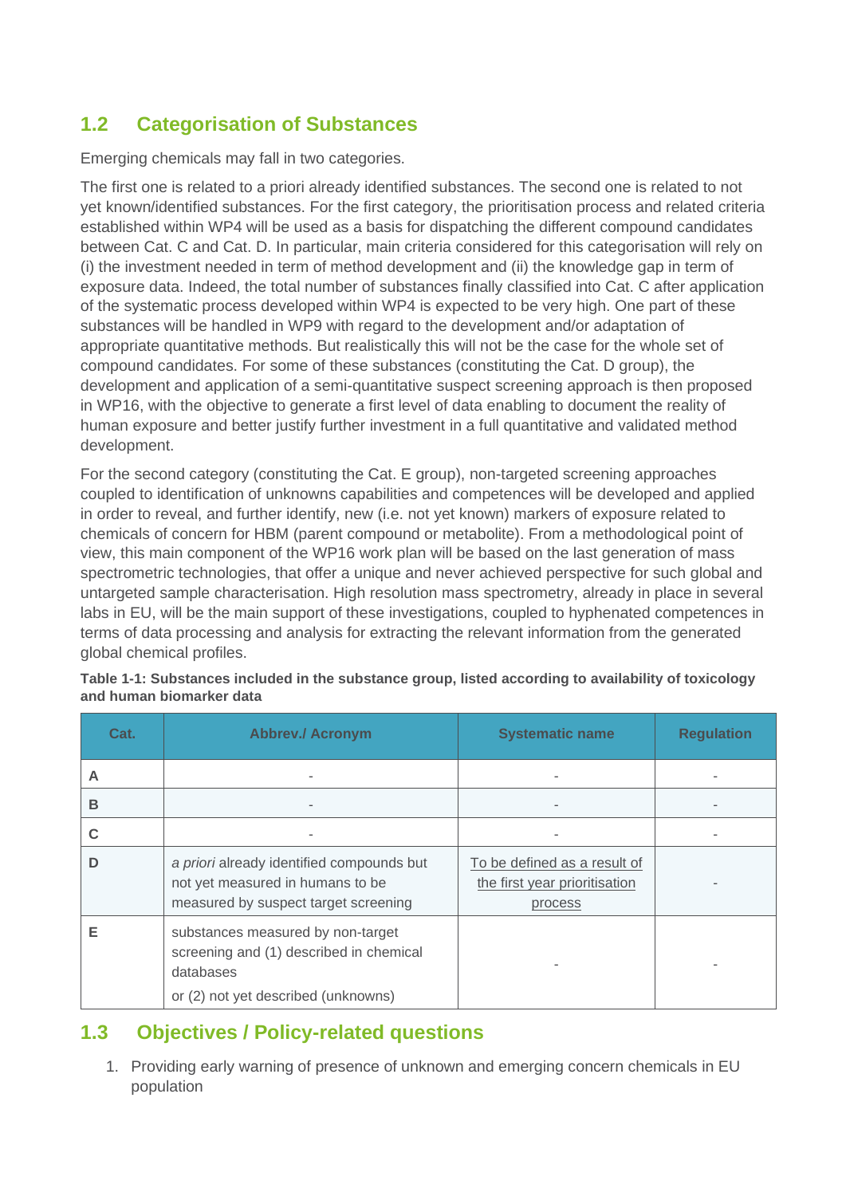## 1.2 Categorisation of Substances

Emerging chemicals may fall in two categories.

The first one is related to a priori already identified substances. The second one is related to not yet known/identified substances. For the first category, the prioritisation process and related criteria established within WP4 will be used as a basis for dispatching the different compound candidates between Cat. C and Cat. D. In particular, main criteria considered for this categorisation will rely on (i) the investment needed in term of method development and (ii) the knowledge gap in term of exposure data. Indeed, the total number of substances finally classified into Cat. C after application of the systematic process developed within WP4 is expected to be very high. One part of these substances will be handled in WP9 with regard to the development and/or adaptation of appropriate quantitative methods. But realistically this will not be the case for the whole set of compound candidates. For some of these substances (constituting the Cat. D group), the development and application of a semi-quantitative suspect screening approach is then proposed in WP16, with the objective to generate a first level of data enabling to document the reality of human exposure and better justify further investment in a full quantitative and validated method development.

For the second category (constituting the Cat. E group), non-targeted screening approaches coupled to identification of unknowns capabilities and competences will be developed and applied in order to reveal, and further identify, new (i.e. not yet known) markers of exposure related to chemicals of concern for HBM (parent compound or metabolite). From a methodological point of view, this main component of the WP16 work plan will be based on the last generation of mass spectrometric technologies, that offer a unique and never achieved perspective for such global and untargeted sample characterisation. High resolution mass spectrometry, already in place in several labs in EU, will be the main support of these investigations, coupled to hyphenated competences in terms of data processing and analysis for extracting the relevant information from the generated global chemical profiles.

**Table 1-1: Substances included in the substance group, listed according to availability of toxicology and human biomarker data**

| Cat. | Abbrev./ Acronym | Systematic name | Regulation |
|---|---|---|---|
| A | - | - | - |
| B | - | - | - |
| C | - | - | - |
| D | *a priori* already identified compounds but not yet measured in humans to be measured by suspect target screening | To be defined as a result of the first year prioritisation process | - |
| E | substances measured by non-target screening and (1) described in chemical databases<br>or (2) not yet described (unknowns) | - | - |

## 1.3 Objectives / Policy-related questions

1. Providing early warning of presence of unknown and emerging concern chemicals in EU population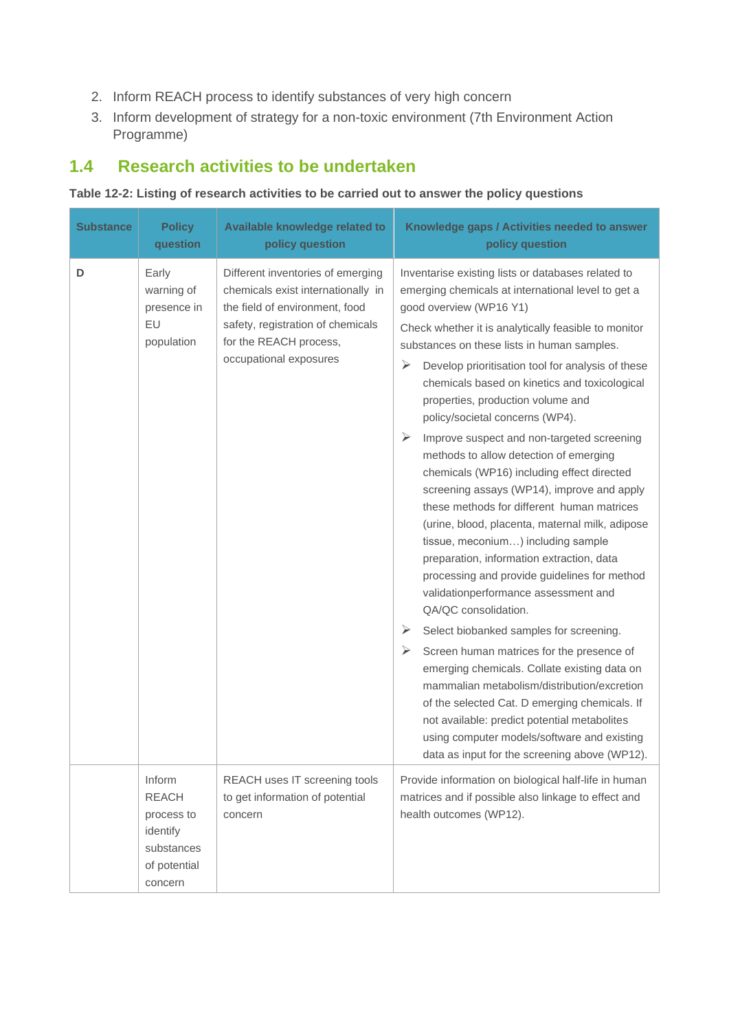2. Inform REACH process to identify substances of very high concern
3. Inform development of strategy for a non-toxic environment (7th Environment Action Programme)

## 1.4 Research activities to be undertaken

**Table 12-2: Listing of research activities to be carried out to answer the policy questions**

| Substance | Policy question | Available knowledge related to policy question | Knowledge gaps / Activities needed to answer policy question |
|---|---|---|---|
| D | Early warning of presence in EU population | Different inventories of emerging chemicals exist internationally in the field of environment, food safety, registration of chemicals for the REACH process, occupational exposures | Inventarise existing lists or databases related to emerging chemicals at international level to get a good overview (WP16 Y1)<br>Check whether it is analytically feasible to monitor substances on these lists in human samples.<br>➢ Develop prioritisation tool for analysis of these chemicals based on kinetics and toxicological properties, production volume and policy/societal concerns (WP4).<br>➢ Improve suspect and non-targeted screening methods to allow detection of emerging chemicals (WP16) including effect directed screening assays (WP14), improve and apply these methods for different human matrices (urine, blood, placenta, maternal milk, adipose tissue, meconium…) including sample preparation, information extraction, data processing and provide guidelines for method validationperformance assessment and QA/QC consolidation.<br>➢ Select biobanked samples for screening.<br>➢ Screen human matrices for the presence of emerging chemicals. Collate existing data on mammalian metabolism/distribution/excretion of the selected Cat. D emerging chemicals. If not available: predict potential metabolites using computer models/software and existing data as input for the screening above (WP12). |
| | Inform REACH process to identify substances of potential concern | REACH uses IT screening tools to get information of potential concern | Provide information on biological half-life in human matrices and if possible also linkage to effect and health outcomes (WP12). |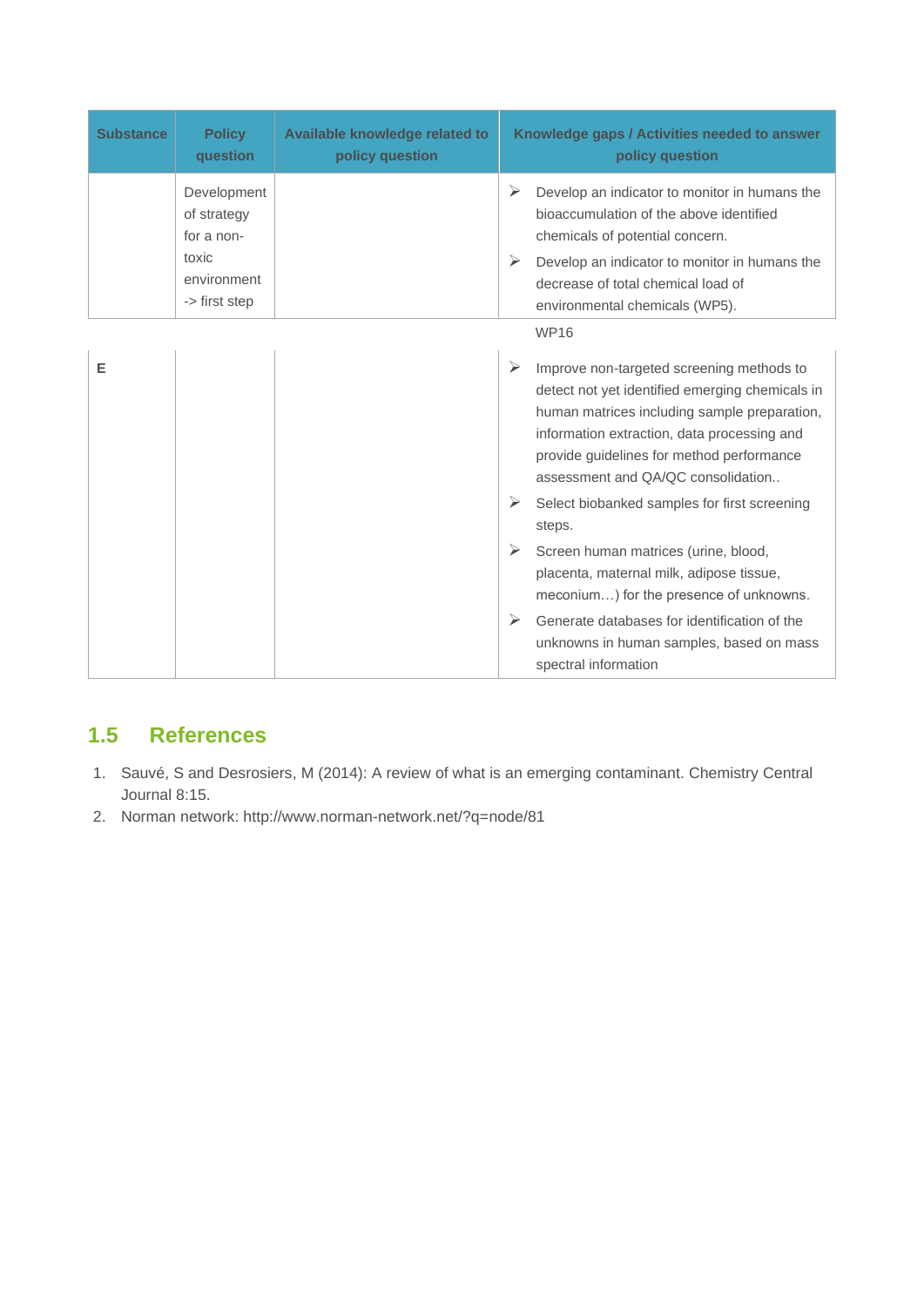| Substance | Policy question | Available knowledge related to policy question | Knowledge gaps / Activities needed to answer policy question |
|---|---|---|---|
| | Development of strategy for a non-toxic environment -> first step | | ➢ Develop an indicator to monitor in humans the bioaccumulation of the above identified chemicals of potential concern. <br> ➢ Develop an indicator to monitor in humans the decrease of total chemical load of environmental chemicals (WP5). |
| | | | WP16 |
| E | | | ➢ Improve non-targeted screening methods to detect not yet identified emerging chemicals in human matrices including sample preparation, information extraction, data processing and provide guidelines for method performance assessment and QA/QC consolidation.. <br> ➢ Select biobanked samples for first screening steps. <br> ➢ Screen human matrices (urine, blood, placenta, maternal milk, adipose tissue, meconium…) for the presence of unknowns. <br> ➢ Generate databases for identification of the unknowns in human samples, based on mass spectral information |

## 1.5 References

1. Sauvé, S and Desrosiers, M (2014): A review of what is an emerging contaminant. Chemistry Central Journal 8:15.
2. Norman network: http://www.norman-network.net/?q=node/81